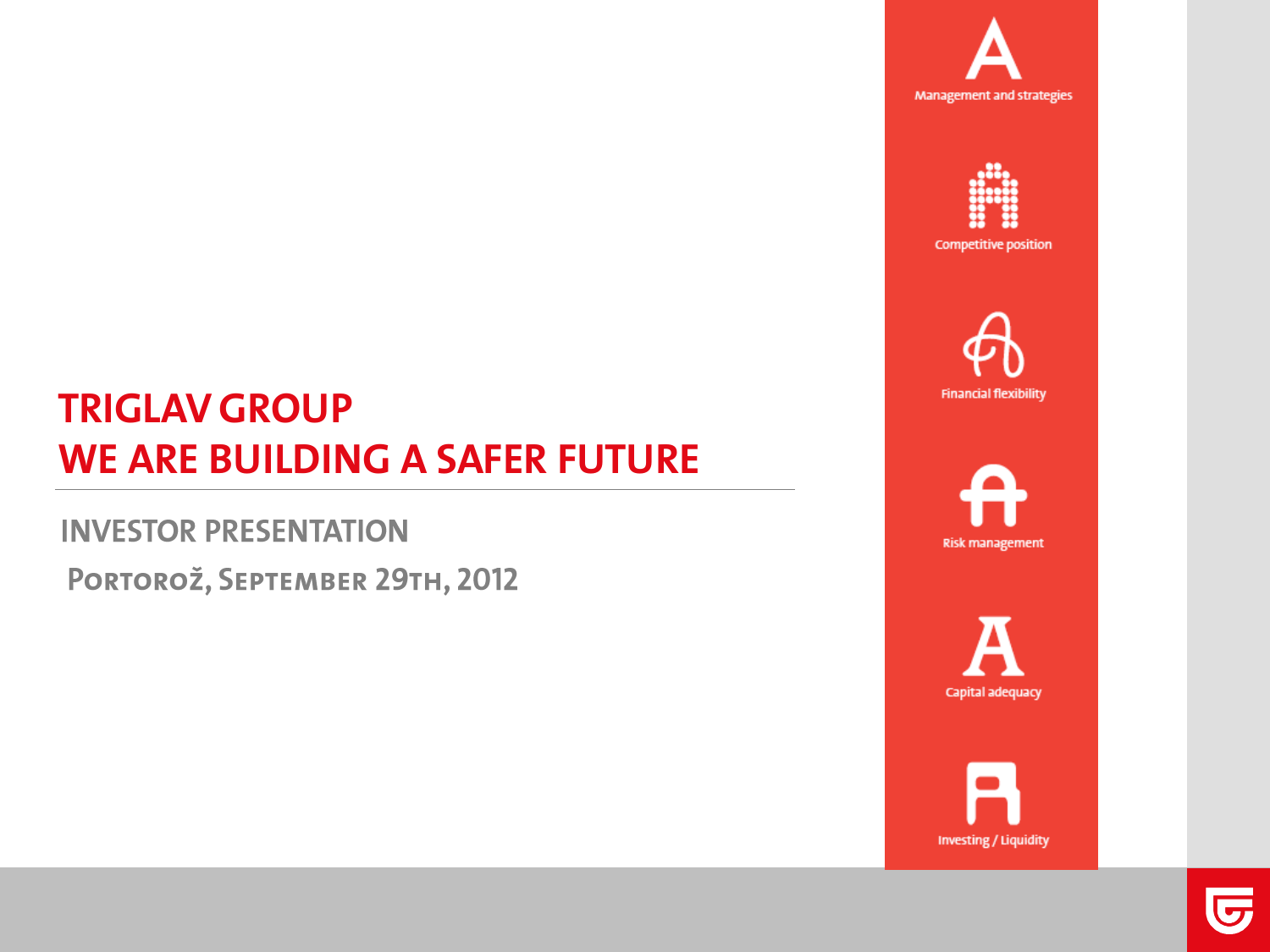# TRIGLAV GROUP
# WE ARE BUILDING A SAFER FUTURE

## INVESTOR PRESENTATION

**Portorož, September 29th, 2012**

Management and strategies

Competitive position

Financial flexibility

Risk management

Capital adequacy

Investing / Liquidity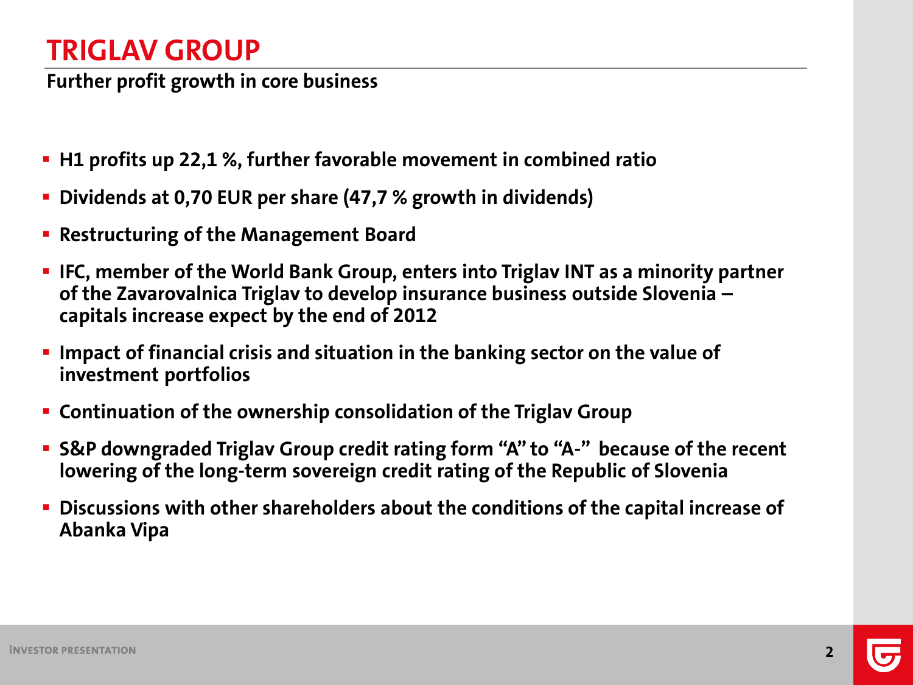# TRIGLAV GROUP

**Further profit growth in core business**

- **H1 profits up 22,1 %, further favorable movement in combined ratio**
- **Dividends at 0,70 EUR per share (47,7 % growth in dividends)**
- **Restructuring of the Management Board**
- **IFC, member of the World Bank Group, enters into Triglav INT as a minority partner of the Zavarovalnica Triglav to develop insurance business outside Slovenia – capitals increase expect by the end of 2012**
- **Impact of financial crisis and situation in the banking sector on the value of investment portfolios**
- **Continuation of the ownership consolidation of the Triglav Group**
- **S&P downgraded Triglav Group credit rating form "A" to "A-" because of the recent lowering of the long-term sovereign credit rating of the Republic of Slovenia**
- **Discussions with other shareholders about the conditions of the capital increase of Abanka Vipa**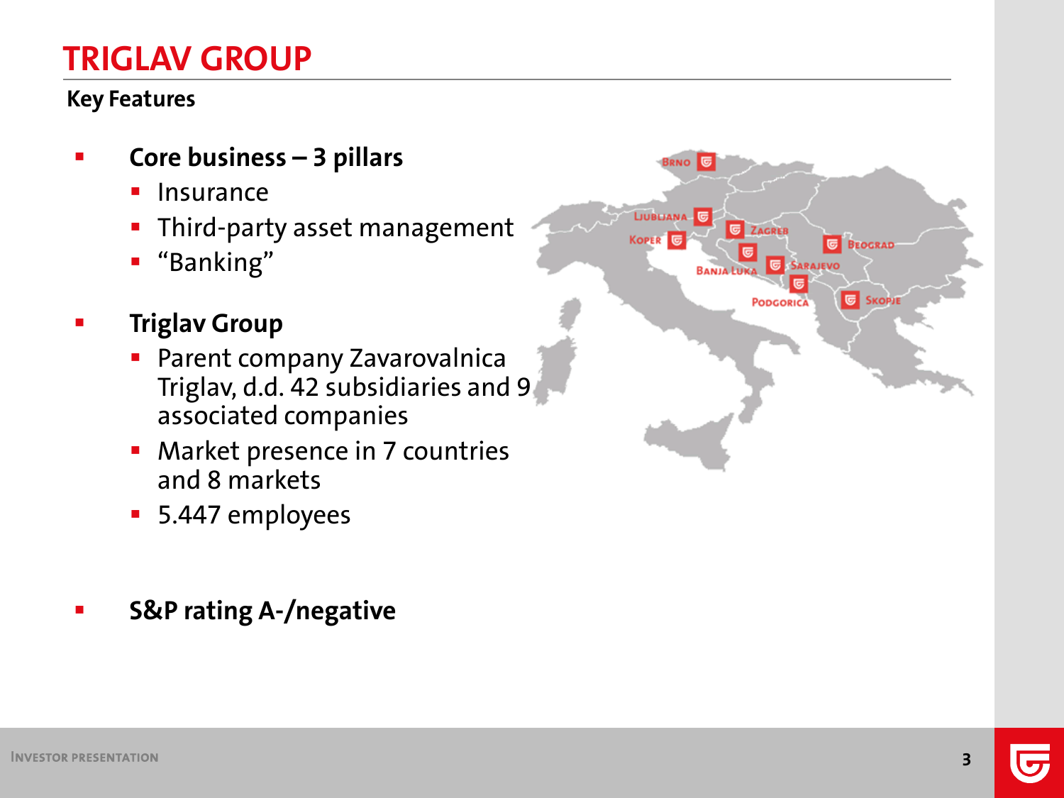# TRIGLAV GROUP

## Key Features

- **Core business – 3 pillars**
  - Insurance
  - Third-party asset management
  - “Banking”
- **Triglav Group**
  - Parent company Zavarovalnica Triglav, d.d. 42 subsidiaries and 9 associated companies
  - Market presence in 7 countries and 8 markets
  - 5.447 employees
- **S&P rating A-/negative**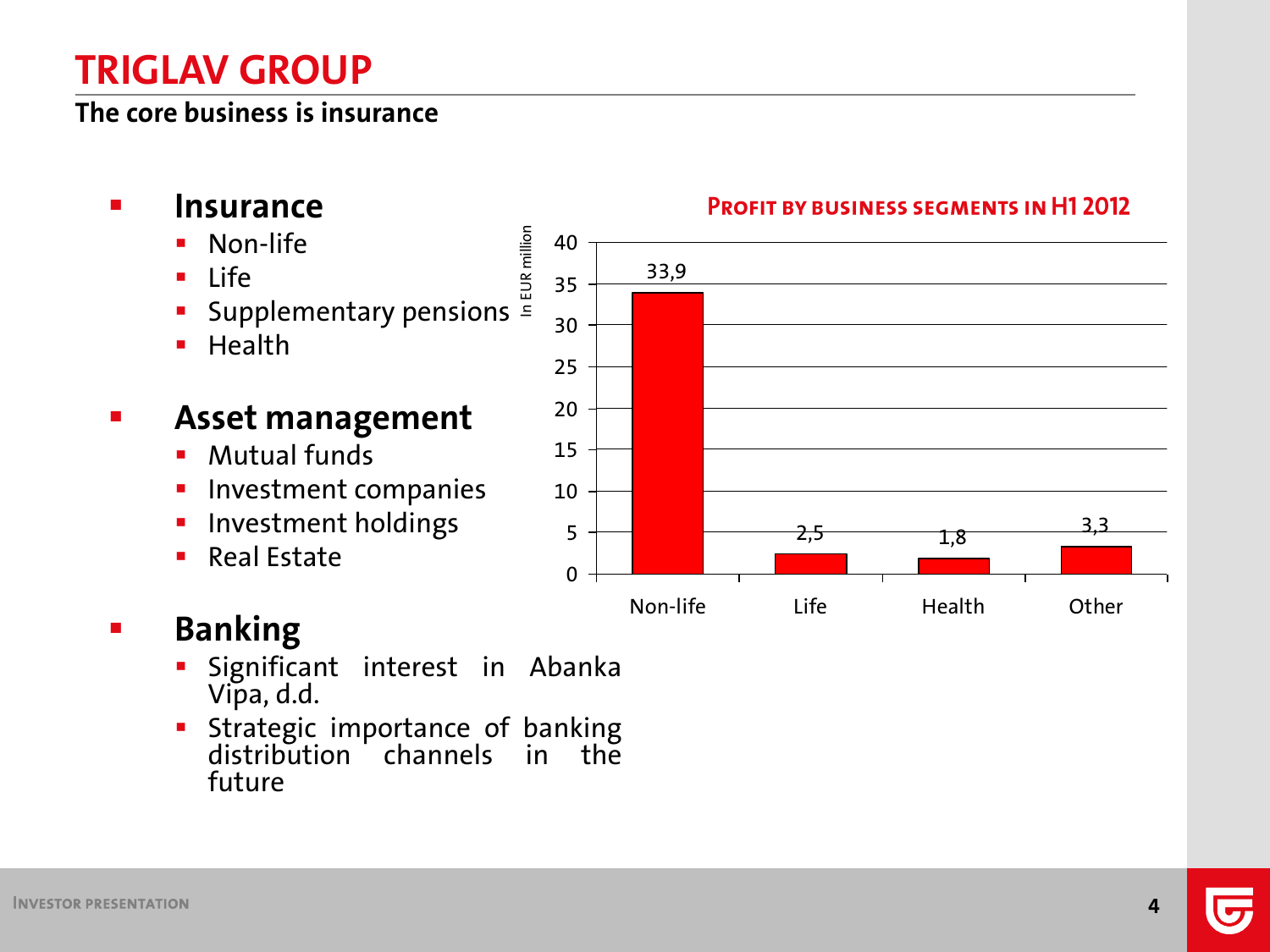# TRIGLAV GROUP

**The core business is insurance**

- **Insurance**
  - Non-life
  - Life
  - Supplementary pensions
  - Health
- **Asset management**
  - Mutual funds
  - Investment companies
  - Investment holdings
  - Real Estate
- **Banking**
  - Significant interest in Abanka Vipa, d.d.
  - Strategic importance of banking distribution channels in the future

**PROFIT BY BUSINESS SEGMENTS IN H1 2012**

In EUR million

| Segment | Profit |
|---|---|
| Non-life | 33,9 |
| Life | 2,5 |
| Health | 1,8 |
| Other | 3,3 |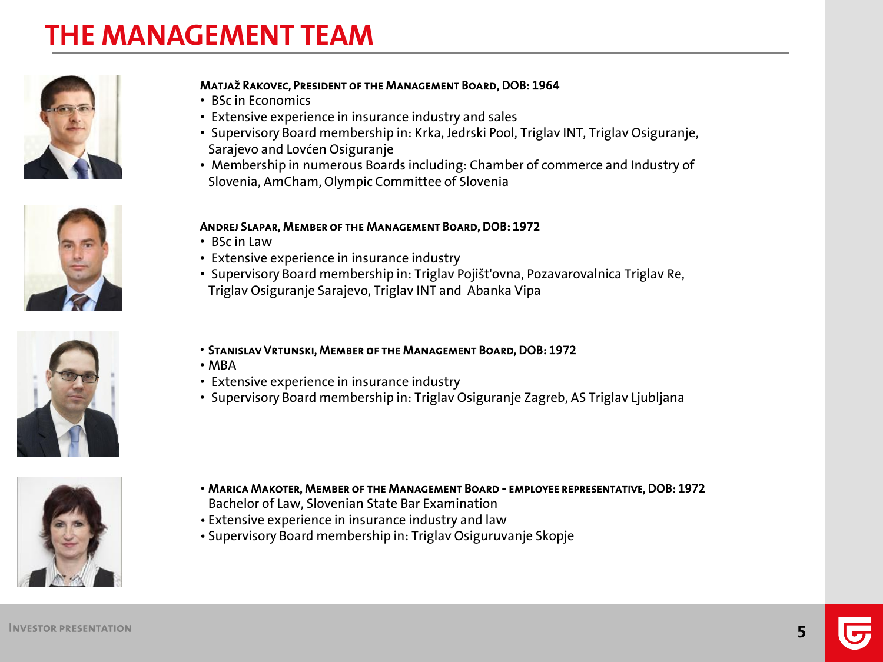# THE MANAGEMENT TEAM

**MATJAŽ RAKOVEC, PRESIDENT OF THE MANAGEMENT BOARD, DOB: 1964**

- BSc in Economics
- Extensive experience in insurance industry and sales
- Supervisory Board membership in: Krka, Jedrski Pool, Triglav INT, Triglav Osiguranje, Sarajevo and Lovćen Osiguranje
- Membership in numerous Boards including: Chamber of commerce and Industry of Slovenia, AmCham, Olympic Committee of Slovenia

**ANDREJ SLAPAR, MEMBER OF THE MANAGEMENT BOARD, DOB: 1972**

- BSc in Law
- Extensive experience in insurance industry
- Supervisory Board membership in: Triglav Pojišt'ovna, Pozavarovalnica Triglav Re, Triglav Osiguranje Sarajevo, Triglav INT and Abanka Vipa

- **STANISLAV VRTUNSKI, MEMBER OF THE MANAGEMENT BOARD, DOB: 1972**
- MBA
- Extensive experience in insurance industry
- Supervisory Board membership in: Triglav Osiguranje Zagreb, AS Triglav Ljubljana

- **MARICA MAKOTER, MEMBER OF THE MANAGEMENT BOARD - EMPLOYEE REPRESENTATIVE, DOB: 1972**
  Bachelor of Law, Slovenian State Bar Examination
- Extensive experience in insurance industry and law
- Supervisory Board membership in: Triglav Osiguruvanje Skopje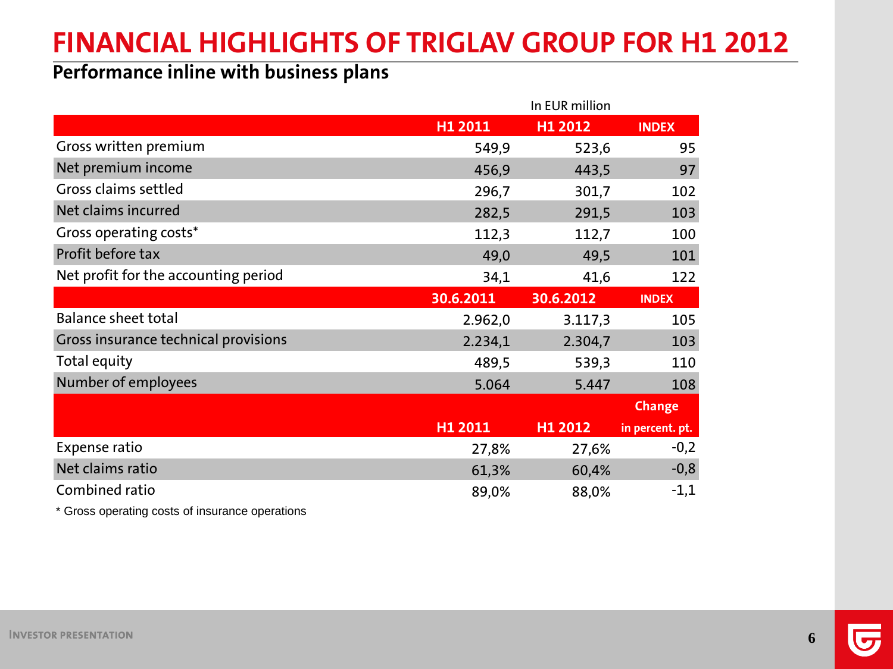# FINANCIAL HIGHLIGHTS OF TRIGLAV GROUP FOR H1 2012

## Performance inline with business plans

In EUR million

| | H1 2011 | H1 2012 | INDEX |
|---|---|---|---|
| Gross written premium | 549,9 | 523,6 | 95 |
| Net premium income | 456,9 | 443,5 | 97 |
| Gross claims settled | 296,7 | 301,7 | 102 |
| Net claims incurred | 282,5 | 291,5 | 103 |
| Gross operating costs* | 112,3 | 112,7 | 100 |
| Profit before tax | 49,0 | 49,5 | 101 |
| Net profit for the accounting period | 34,1 | 41,6 | 122 |
| | **30.6.2011** | **30.6.2012** | **INDEX** |
| Balance sheet total | 2.962,0 | 3.117,3 | 105 |
| Gross insurance technical provisions | 2.234,1 | 2.304,7 | 103 |
| Total equity | 489,5 | 539,3 | 110 |
| Number of employees | 5.064 | 5.447 | 108 |
| | **H1 2011** | **H1 2012** | **Change in percent. pt.** |
| Expense ratio | 27,8% | 27,6% | -0,2 |
| Net claims ratio | 61,3% | 60,4% | -0,8 |
| Combined ratio | 89,0% | 88,0% | -1,1 |

* Gross operating costs of insurance operations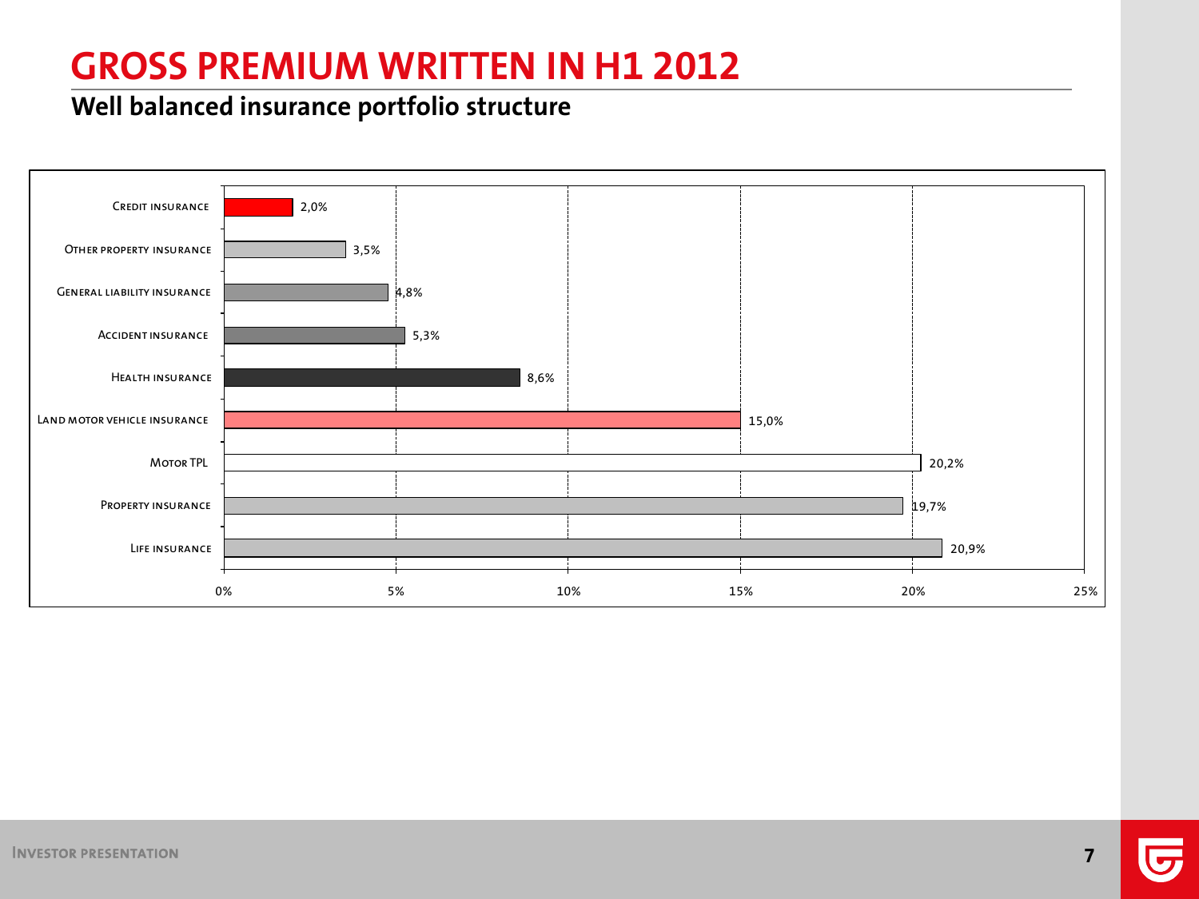# GROSS PREMIUM WRITTEN IN H1 2012

## Well balanced insurance portfolio structure

| Insurance type | Share |
|---|---|
| Credit insurance | 2,0% |
| Other property insurance | 3,5% |
| General liability insurance | 4,8% |
| Accident insurance | 5,3% |
| Health insurance | 8,6% |
| Land motor vehicle insurance | 15,0% |
| Motor TPL | 20,2% |
| Property insurance | 19,7% |
| Life insurance | 20,9% |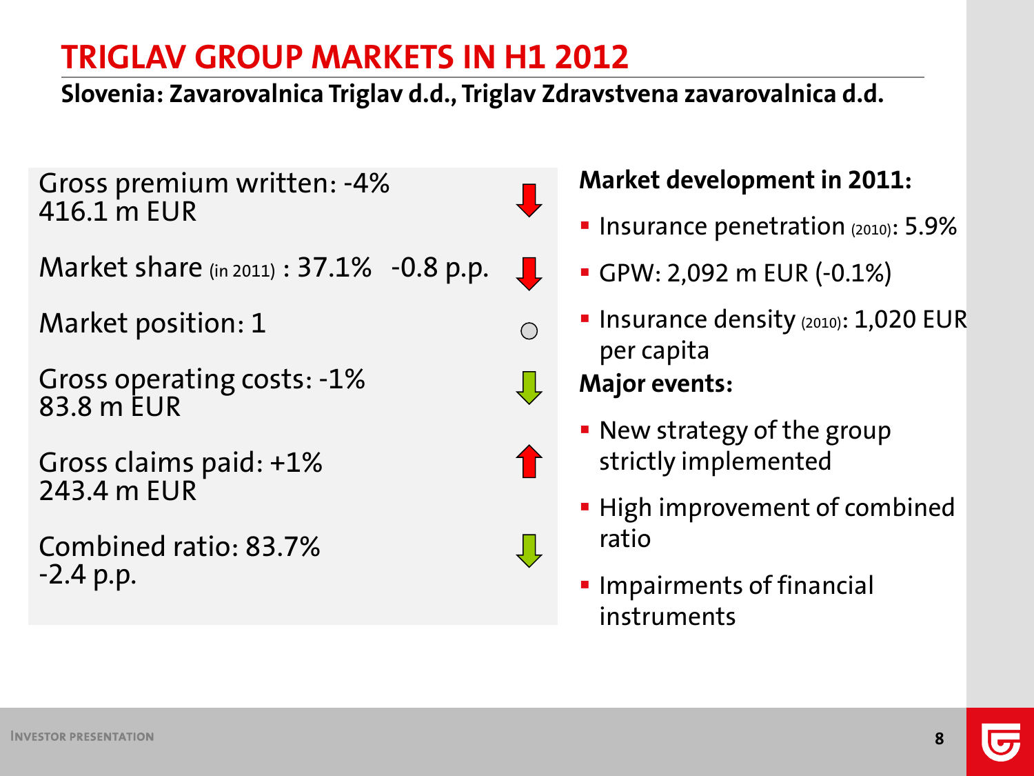# TRIGLAV GROUP MARKETS IN H1 2012

**Slovenia: Zavarovalnica Triglav d.d., Triglav Zdravstvena zavarovalnica d.d.**

Gross premium written: -4%
416.1 m EUR

Market share (in 2011) : 37.1% -0.8 p.p.

Market position: 1

Gross operating costs: -1%
83.8 m EUR

Gross claims paid: +1%
243.4 m EUR

Combined ratio: 83.7%
-2.4 p.p.

**Market development in 2011:**

- Insurance penetration (2010): 5.9%
- GPW: 2,092 m EUR (-0.1%)
- Insurance density (2010): 1,020 EUR per capita

**Major events:**

- New strategy of the group strictly implemented
- High improvement of combined ratio
- Impairments of financial instruments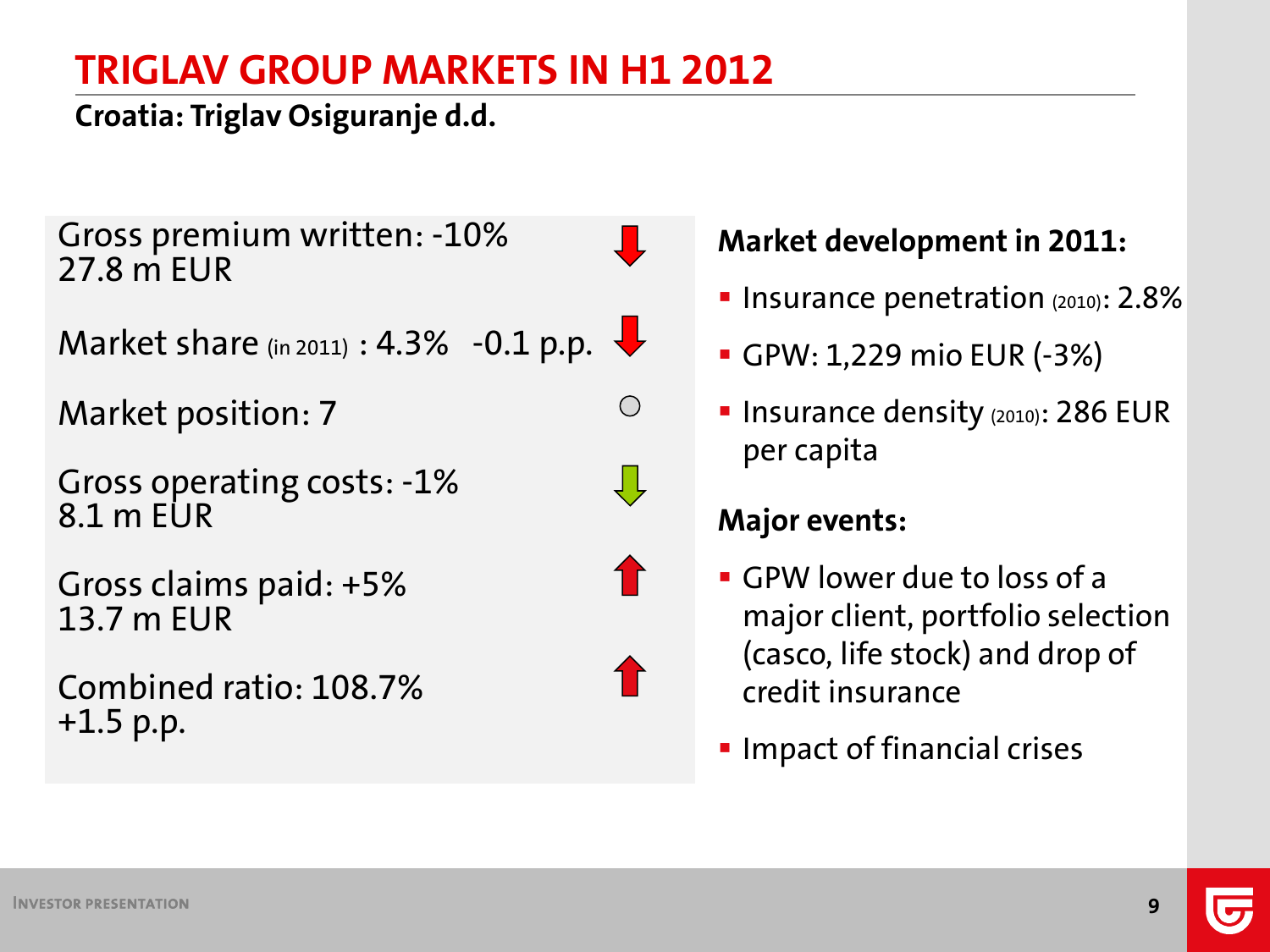# TRIGLAV GROUP MARKETS IN H1 2012

**Croatia: Triglav Osiguranje d.d.**

Gross premium written: -10%
27.8 m EUR

Market share (in 2011) : 4.3% -0.1 p.p.

Market position: 7

Gross operating costs: -1%
8.1 m EUR

Gross claims paid: +5%
13.7 m EUR

Combined ratio: 108.7%
+1.5 p.p.

**Market development in 2011:**

- Insurance penetration (2010): 2.8%
- GPW: 1,229 mio EUR (-3%)
- Insurance density (2010): 286 EUR per capita

**Major events:**

- GPW lower due to loss of a major client, portfolio selection (casco, life stock) and drop of credit insurance
- Impact of financial crises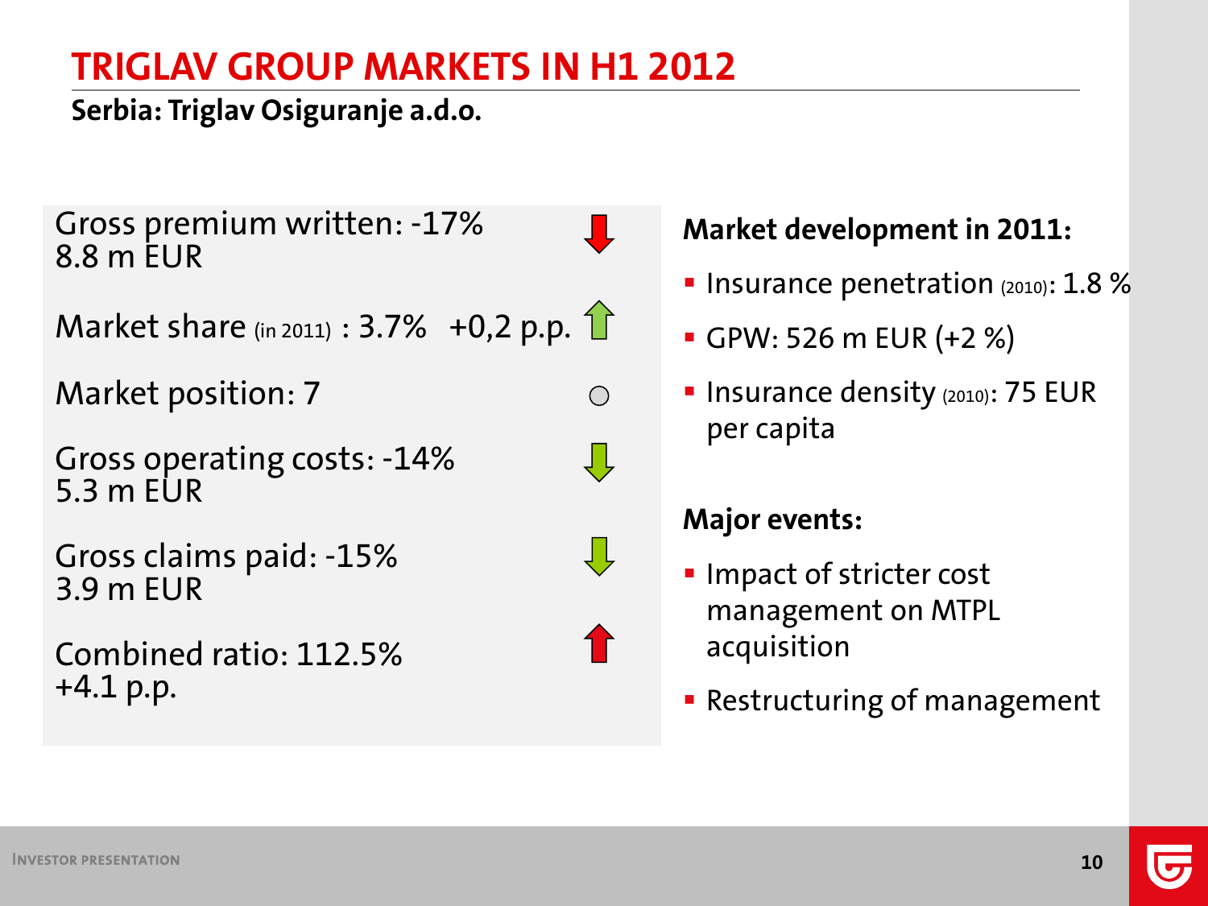# TRIGLAV GROUP MARKETS IN H1 2012

**Serbia: Triglav Osiguranje a.d.o.**

Gross premium written: -17%
8.8 m EUR

Market share (in 2011) : 3.7% +0,2 p.p.

Market position: 7

Gross operating costs: -14%
5.3 m EUR

Gross claims paid: -15%
3.9 m EUR

Combined ratio: 112.5%
+4.1 p.p.

**Market development in 2011:**

- Insurance penetration (2010): 1.8 %
- GPW: 526 m EUR (+2 %)
- Insurance density (2010): 75 EUR per capita

**Major events:**

- Impact of stricter cost management on MTPL acquisition
- Restructuring of management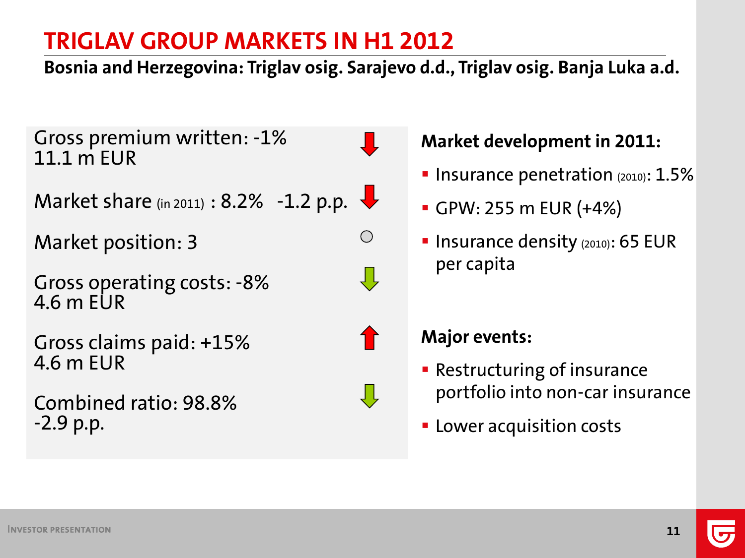# TRIGLAV GROUP MARKETS IN H1 2012

**Bosnia and Herzegovina: Triglav osig. Sarajevo d.d., Triglav osig. Banja Luka a.d.**

Gross premium written: -1%
11.1 m EUR

Market share (in 2011) : 8.2% -1.2 p.p.

Market position: 3

Gross operating costs: -8%
4.6 m EUR

Gross claims paid: +15%
4.6 m EUR

Combined ratio: 98.8%
-2.9 p.p.

**Market development in 2011:**

- Insurance penetration (2010): 1.5%
- GPW: 255 m EUR (+4%)
- Insurance density (2010): 65 EUR per capita

**Major events:**

- Restructuring of insurance portfolio into non-car insurance
- Lower acquisition costs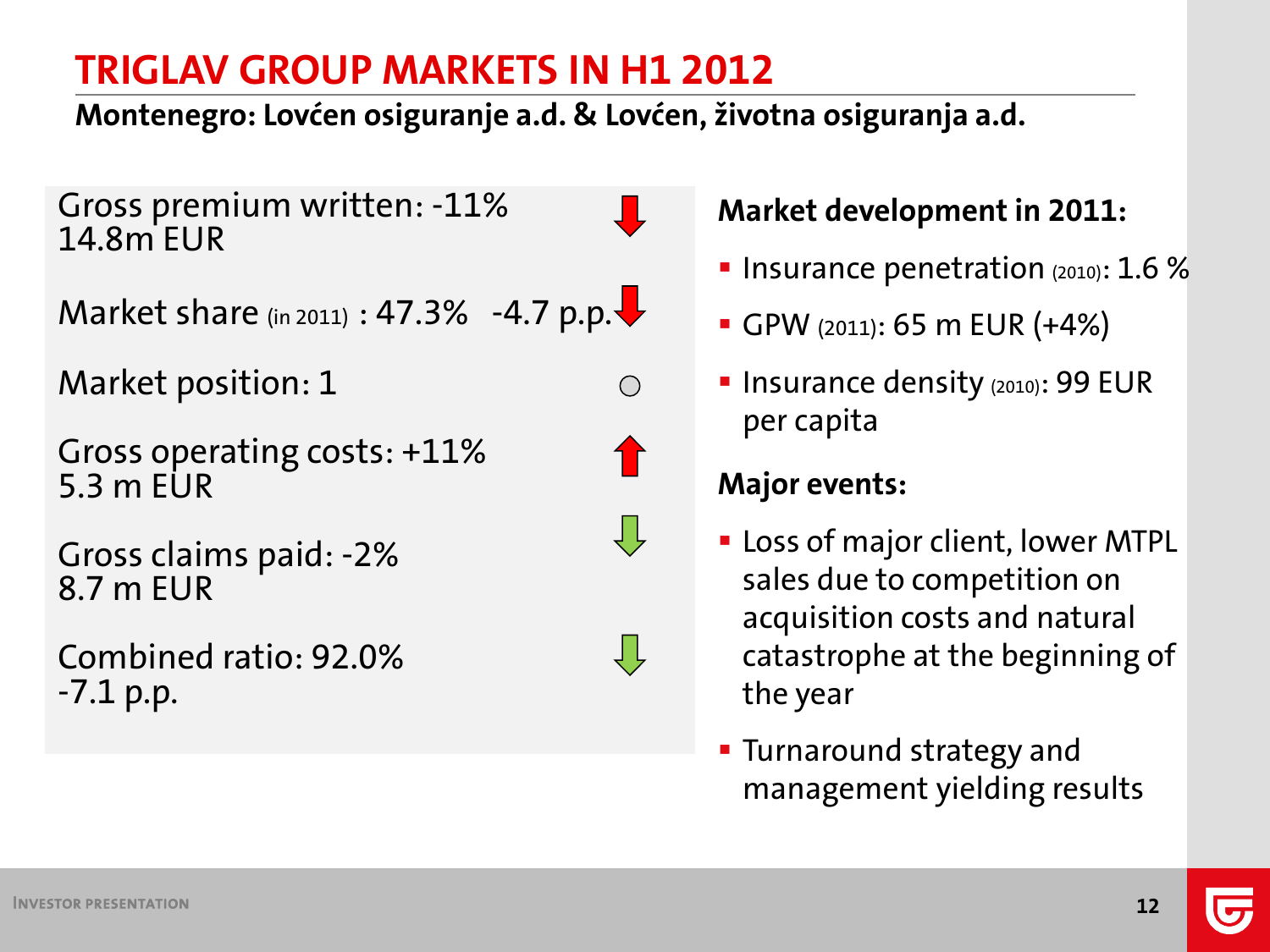# TRIGLAV GROUP MARKETS IN H1 2012

**Montenegro: Lovćen osiguranje a.d. & Lovćen, životna osiguranja a.d.**

Gross premium written: -11%
14.8m EUR

Market share (in 2011) : 47.3% -4.7 p.p.

Market position: 1

Gross operating costs: +11%
5.3 m EUR

Gross claims paid: -2%
8.7 m EUR

Combined ratio: 92.0%
-7.1 p.p.

**Market development in 2011:**

- Insurance penetration (2010): 1.6 %
- GPW (2011): 65 m EUR (+4%)
- Insurance density (2010): 99 EUR per capita

**Major events:**

- Loss of major client, lower MTPL sales due to competition on acquisition costs and natural catastrophe at the beginning of the year
- Turnaround strategy and management yielding results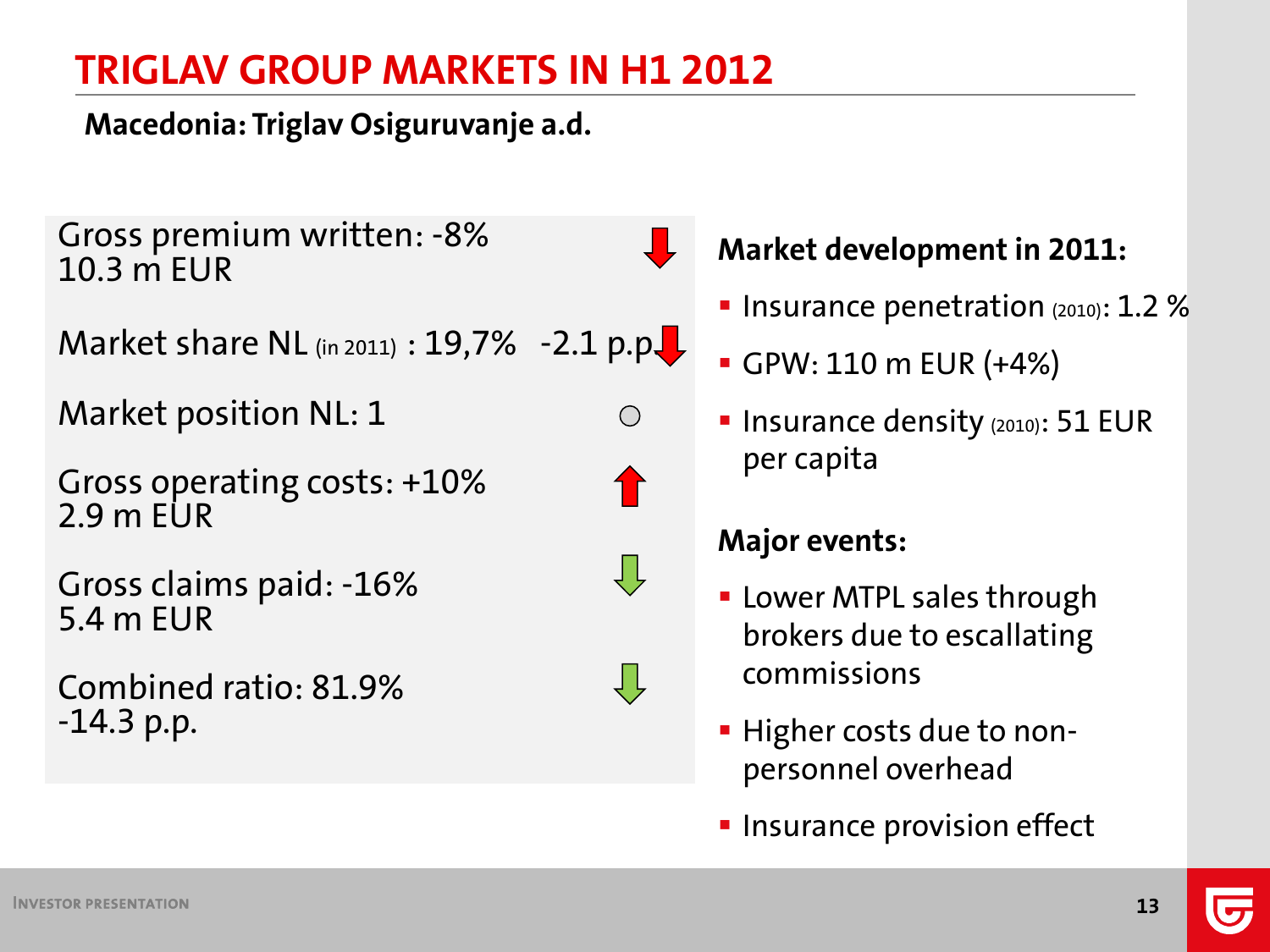# TRIGLAV GROUP MARKETS IN H1 2012

**Macedonia: Triglav Osiguruvanje a.d.**

Gross premium written: -8%
10.3 m EUR

Market share NL (in 2011) : 19,7% -2.1 p.p.

Market position NL: 1

Gross operating costs: +10%
2.9 m EUR

Gross claims paid: -16%
5.4 m EUR

Combined ratio: 81.9%
-14.3 p.p.

**Market development in 2011:**

- Insurance penetration (2010): 1.2 %
- GPW: 110 m EUR (+4%)
- Insurance density (2010): 51 EUR per capita

**Major events:**

- Lower MTPL sales through brokers due to escallating commissions
- Higher costs due to non-personnel overhead
- Insurance provision effect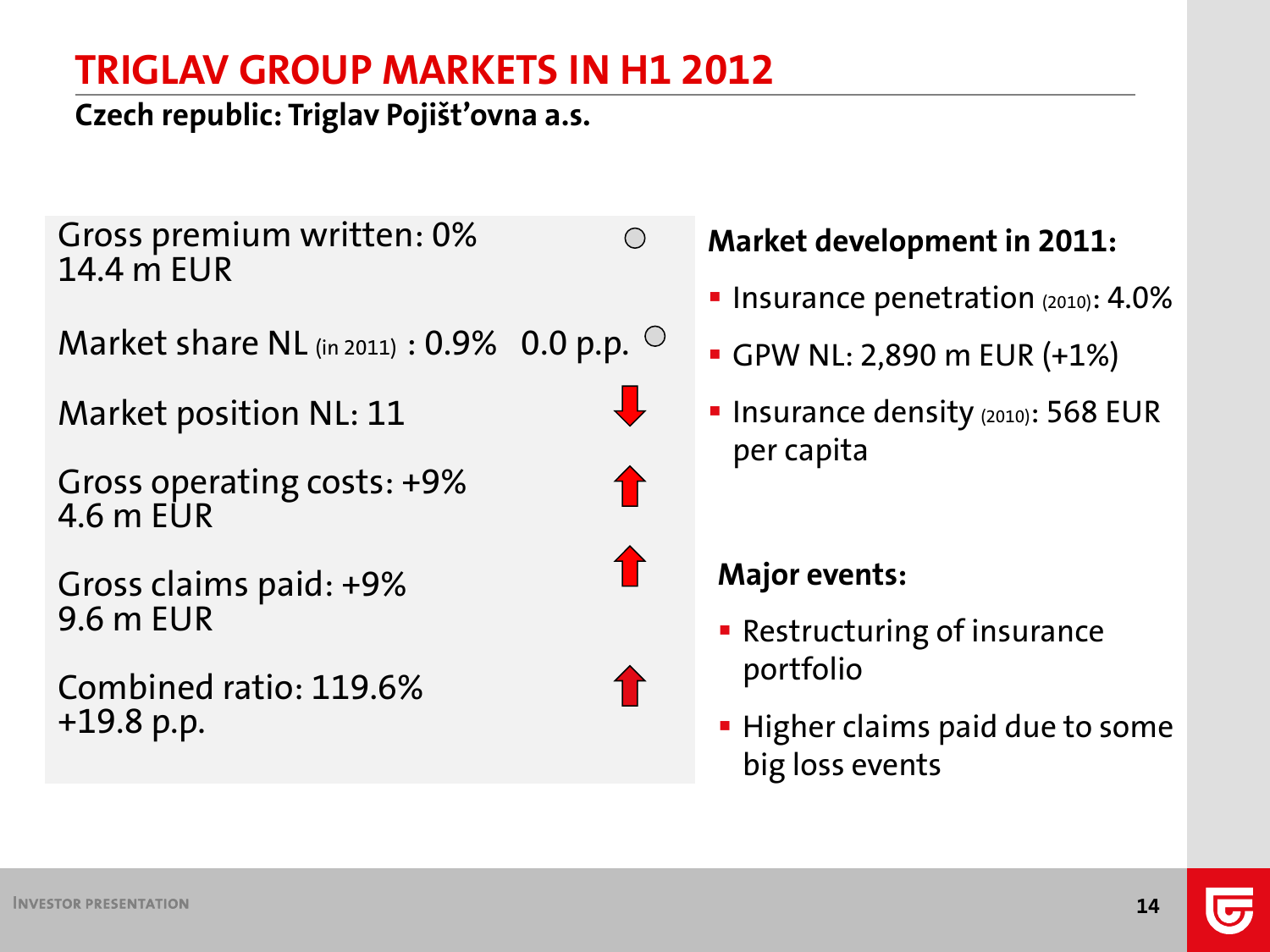# TRIGLAV GROUP MARKETS IN H1 2012

**Czech republic: Triglav Pojišťovna a.s.**

Gross premium written: 0% ○
14.4 m EUR

Market share NL (in 2011) : 0.9% 0.0 p.p. ○

Market position NL: 11 ↓

Gross operating costs: +9% ↑
4.6 m EUR

Gross claims paid: +9% ↑
9.6 m EUR

Combined ratio: 119.6% ↑
+19.8 p.p.

**Market development in 2011:**

- Insurance penetration (2010): 4.0%
- GPW NL: 2,890 m EUR (+1%)
- Insurance density (2010): 568 EUR per capita

**Major events:**

- Restructuring of insurance portfolio
- Higher claims paid due to some big loss events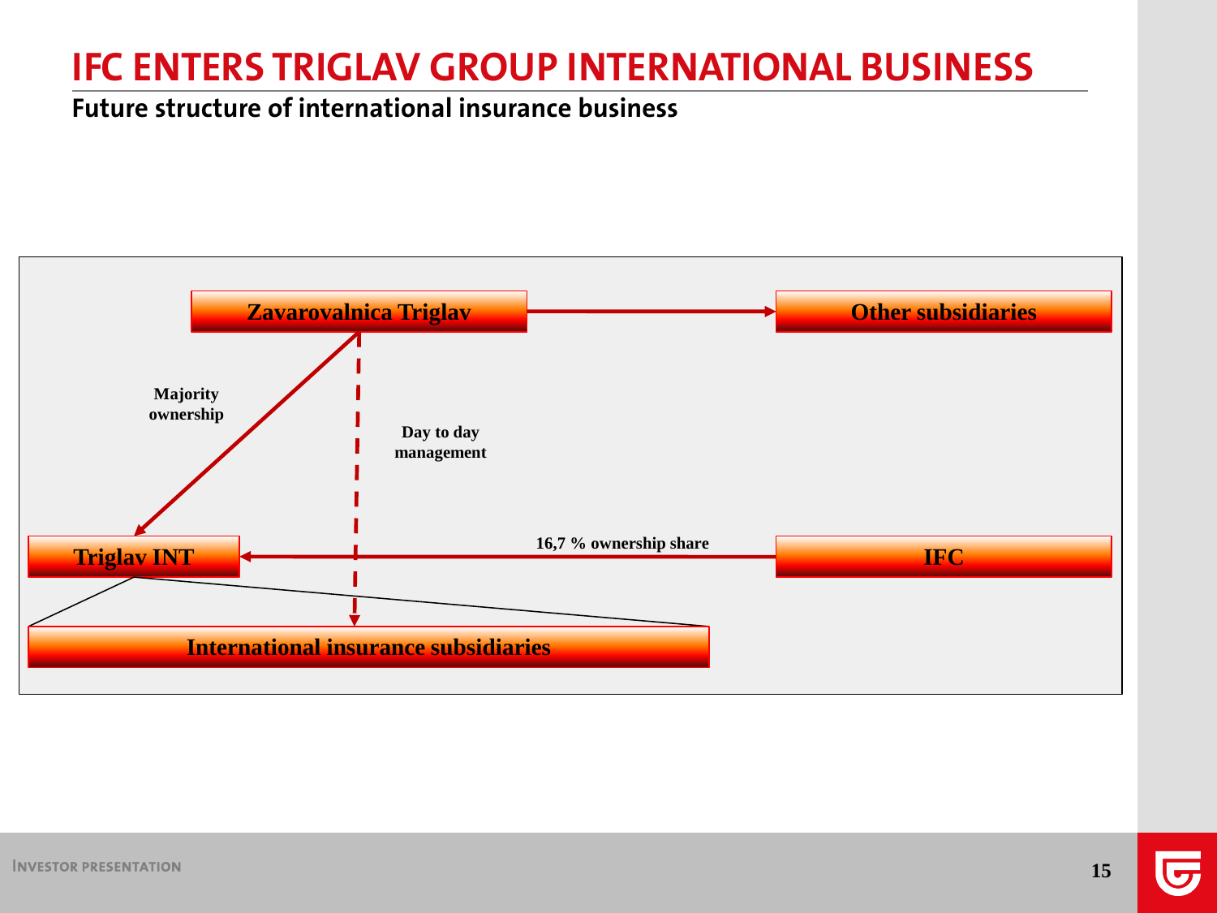# IFC ENTERS TRIGLAV GROUP INTERNATIONAL BUSINESS

## Future structure of international insurance business

**Zavarovalnica Triglav**

**Other subsidiaries**

**Majority ownership**

**Day to day management**

**Triglav INT**

**16,7 % ownership share**

**IFC**

**International insurance subsidiaries**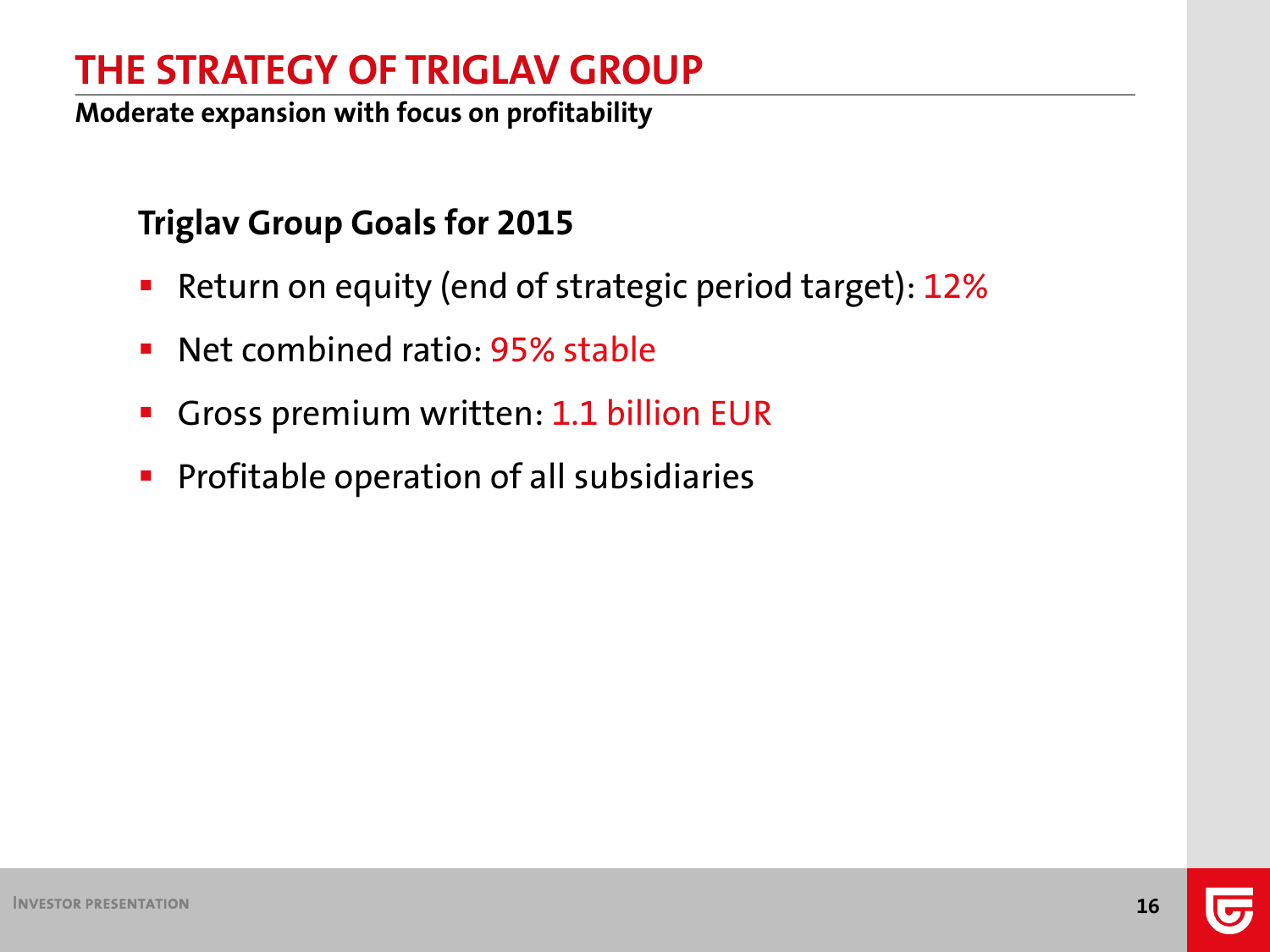# THE STRATEGY OF TRIGLAV GROUP

**Moderate expansion with focus on profitability**

## Triglav Group Goals for 2015

- Return on equity (end of strategic period target): 12%
- Net combined ratio: 95% stable
- Gross premium written: 1.1 billion EUR
- Profitable operation of all subsidiaries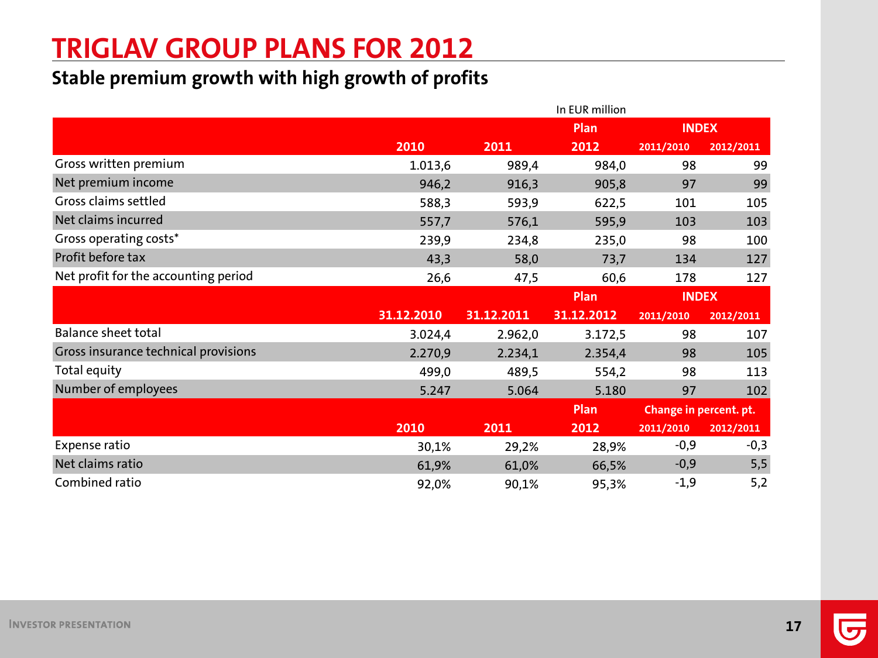# TRIGLAV GROUP PLANS FOR 2012

## Stable premium growth with high growth of profits

In EUR million

| | 2010 | 2011 | Plan 2012 | INDEX 2011/2010 | INDEX 2012/2011 |
|---|---|---|---|---|---|
| Gross written premium | 1.013,6 | 989,4 | 984,0 | 98 | 99 |
| Net premium income | 946,2 | 916,3 | 905,8 | 97 | 99 |
| Gross claims settled | 588,3 | 593,9 | 622,5 | 101 | 105 |
| Net claims incurred | 557,7 | 576,1 | 595,9 | 103 | 103 |
| Gross operating costs* | 239,9 | 234,8 | 235,0 | 98 | 100 |
| Profit before tax | 43,3 | 58,0 | 73,7 | 134 | 127 |
| Net profit for the accounting period | 26,6 | 47,5 | 60,6 | 178 | 127 |
| | **31.12.2010** | **31.12.2011** | **Plan 31.12.2012** | **INDEX 2011/2010** | **INDEX 2012/2011** |
| Balance sheet total | 3.024,4 | 2.962,0 | 3.172,5 | 98 | 107 |
| Gross insurance technical provisions | 2.270,9 | 2.234,1 | 2.354,4 | 98 | 105 |
| Total equity | 499,0 | 489,5 | 554,2 | 98 | 113 |
| Number of employees | 5.247 | 5.064 | 5.180 | 97 | 102 |
| | **2010** | **2011** | **Plan 2012** | **Change in percent. pt. 2011/2010** | **Change in percent. pt. 2012/2011** |
| Expense ratio | 30,1% | 29,2% | 28,9% | -0,9 | -0,3 |
| Net claims ratio | 61,9% | 61,0% | 66,5% | -0,9 | 5,5 |
| Combined ratio | 92,0% | 90,1% | 95,3% | -1,9 | 5,2 |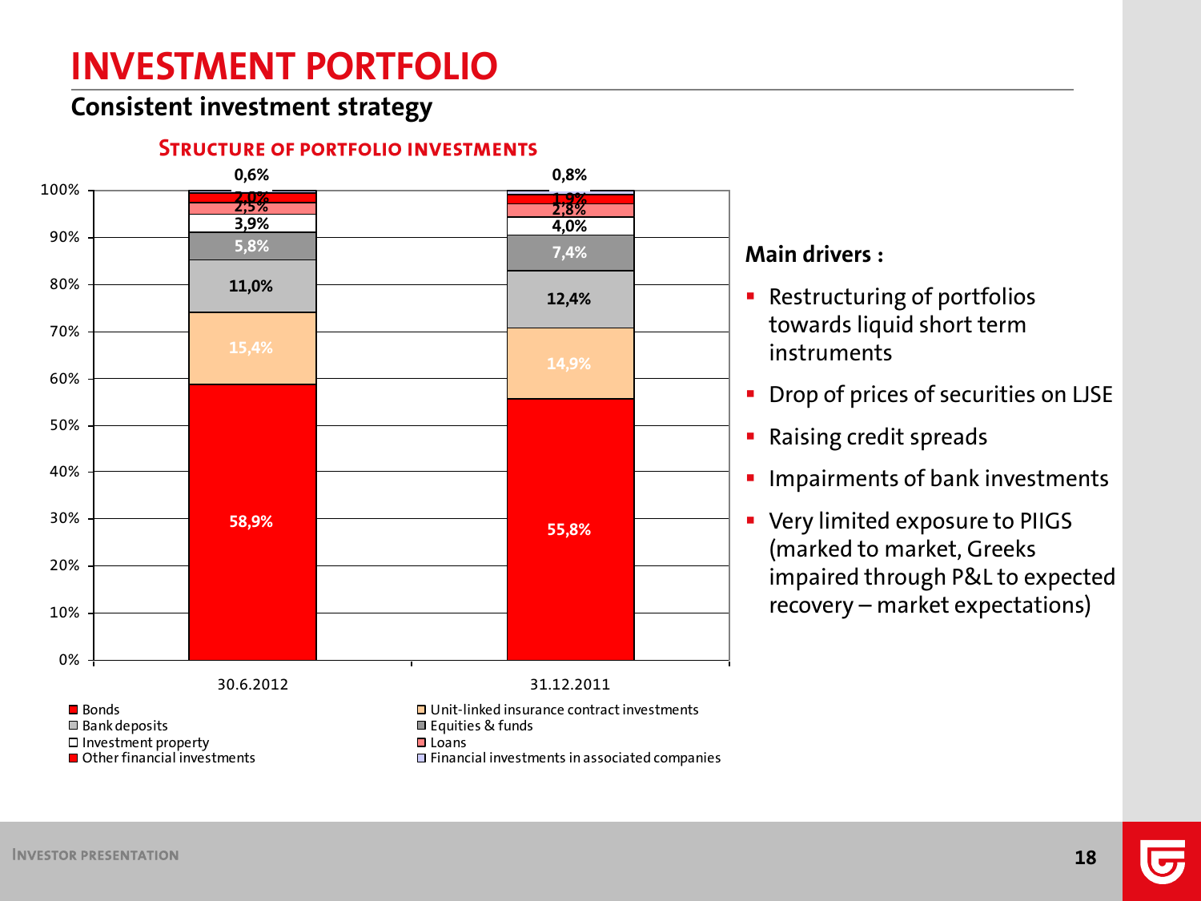# INVESTMENT PORTFOLIO

## Consistent investment strategy

### STRUCTURE OF PORTFOLIO INVESTMENTS

| | 30.6.2012 | 31.12.2011 |
|---|---|---|
| Bonds | 58,9% | 55,8% |
| Unit-linked insurance contract investments | 15,4% | 14,9% |
| Bank deposits | 11,0% | 12,4% |
| Equities & funds | 5,8% | 7,4% |
| Investment property | 3,9% | 4,0% |
| Loans | 2,5% | 2,8% |
| Other financial investments | 2,0% | 1,9% |
| Financial investments in associated companies | 0,6% | 0,8% |

**Main drivers :**

- Restructuring of portfolios towards liquid short term instruments
- Drop of prices of securities on LJSE
- Raising credit spreads
- Impairments of bank investments
- Very limited exposure to PIIGS (marked to market, Greeks impaired through P&L to expected recovery – market expectations)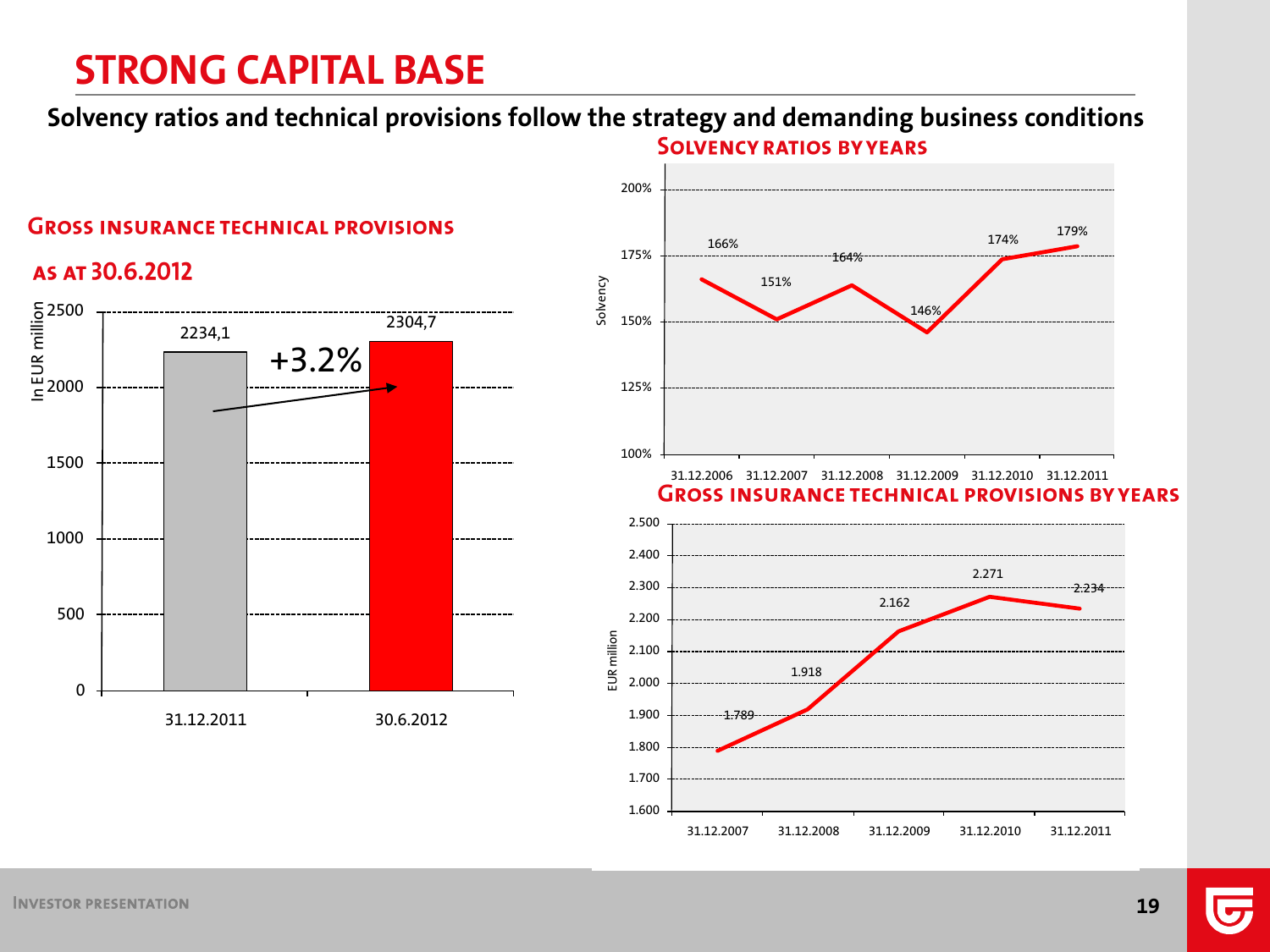# STRONG CAPITAL BASE

**Solvency ratios and technical provisions follow the strategy and demanding business conditions**

### Gross insurance technical provisions as at 30.6.2012

| In EUR million | 31.12.2011 | 30.6.2012 |
|---|---|---|
| Gross insurance technical provisions | 2234,1 | 2304,7 |

+3.2%

### Solvency ratios by years

| | 31.12.2006 | 31.12.2007 | 31.12.2008 | 31.12.2009 | 31.12.2010 | 31.12.2011 |
|---|---|---|---|---|---|---|
| Solvency | 166% | 151% | 164% | 146% | 174% | 179% |

### Gross insurance technical provisions by years

| EUR million | 31.12.2007 | 31.12.2008 | 31.12.2009 | 31.12.2010 | 31.12.2011 |
|---|---|---|---|---|---|
| Gross insurance technical provisions | 1.789 | 1.918 | 2.162 | 2.271 | 2.234 |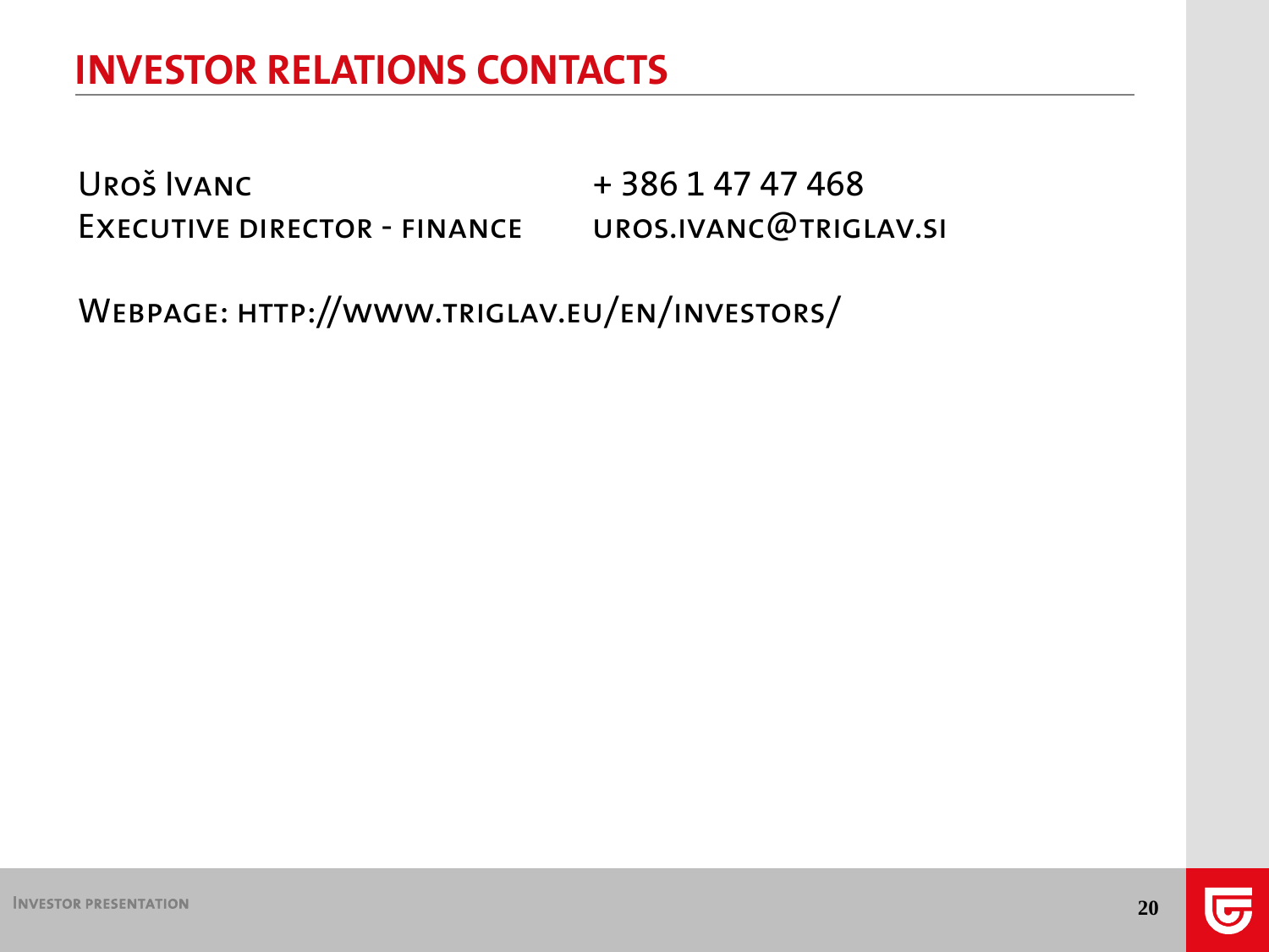# INVESTOR RELATIONS CONTACTS

| | |
|---|---|
| Uroš Ivanc | + 386 1 47 47 468 |
| Executive director - finance | uros.ivanc@triglav.si |

Webpage: http://www.triglav.eu/en/investors/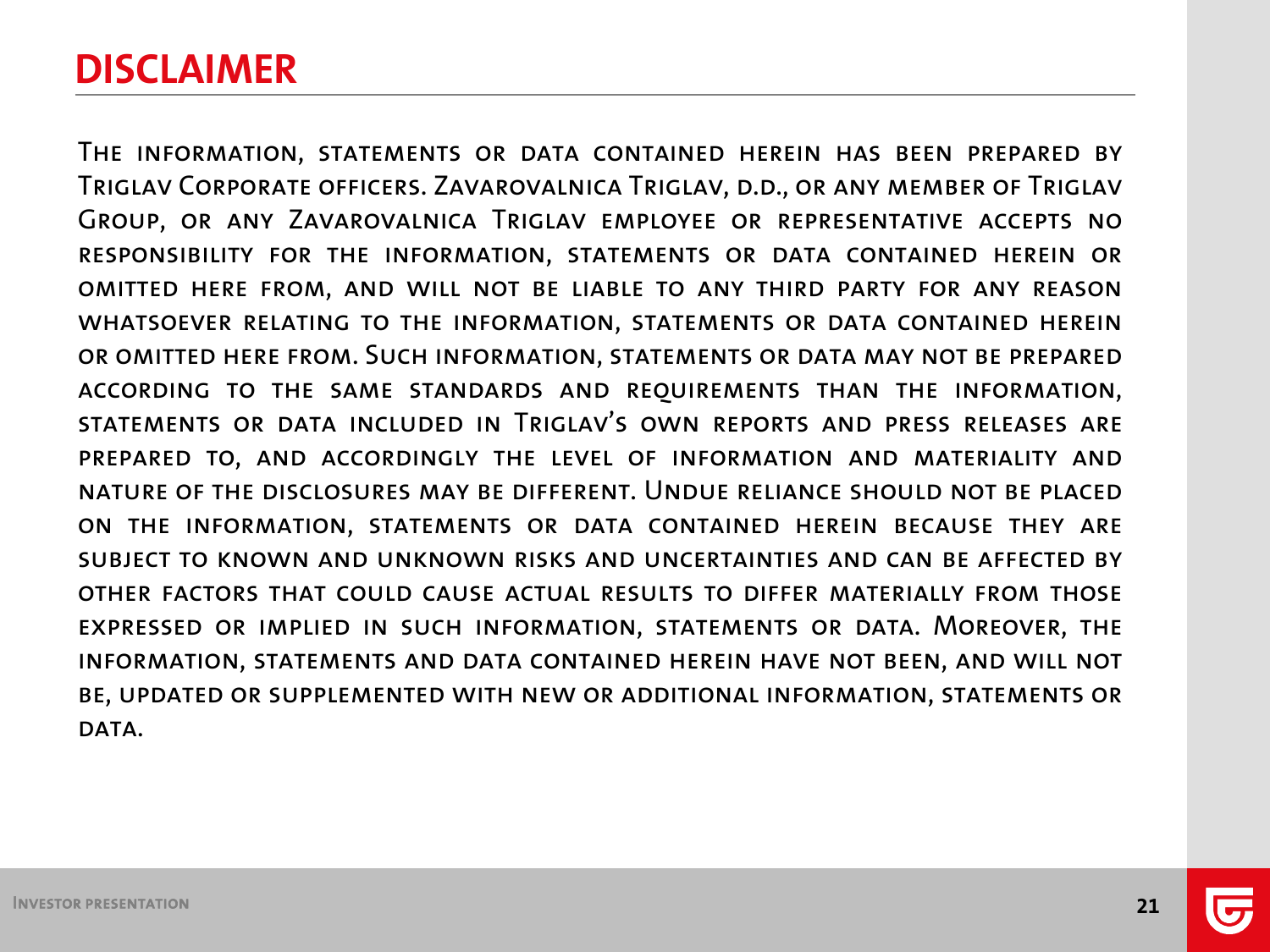# DISCLAIMER

The information, statements or data contained herein has been prepared by Triglav Corporate officers. Zavarovalnica Triglav, d.d., or any member of Triglav Group, or any Zavarovalnica Triglav employee or representative accepts no responsibility for the information, statements or data contained herein or omitted here from, and will not be liable to any third party for any reason whatsoever relating to the information, statements or data contained herein or omitted here from. Such information, statements or data may not be prepared according to the same standards and requirements than the information, statements or data included in Triglav's own reports and press releases are prepared to, and accordingly the level of information and materiality and nature of the disclosures may be different. Undue reliance should not be placed on the information, statements or data contained herein because they are subject to known and unknown risks and uncertainties and can be affected by other factors that could cause actual results to differ materially from those expressed or implied in such information, statements or data. Moreover, the information, statements and data contained herein have not been, and will not be, updated or supplemented with new or additional information, statements or data.